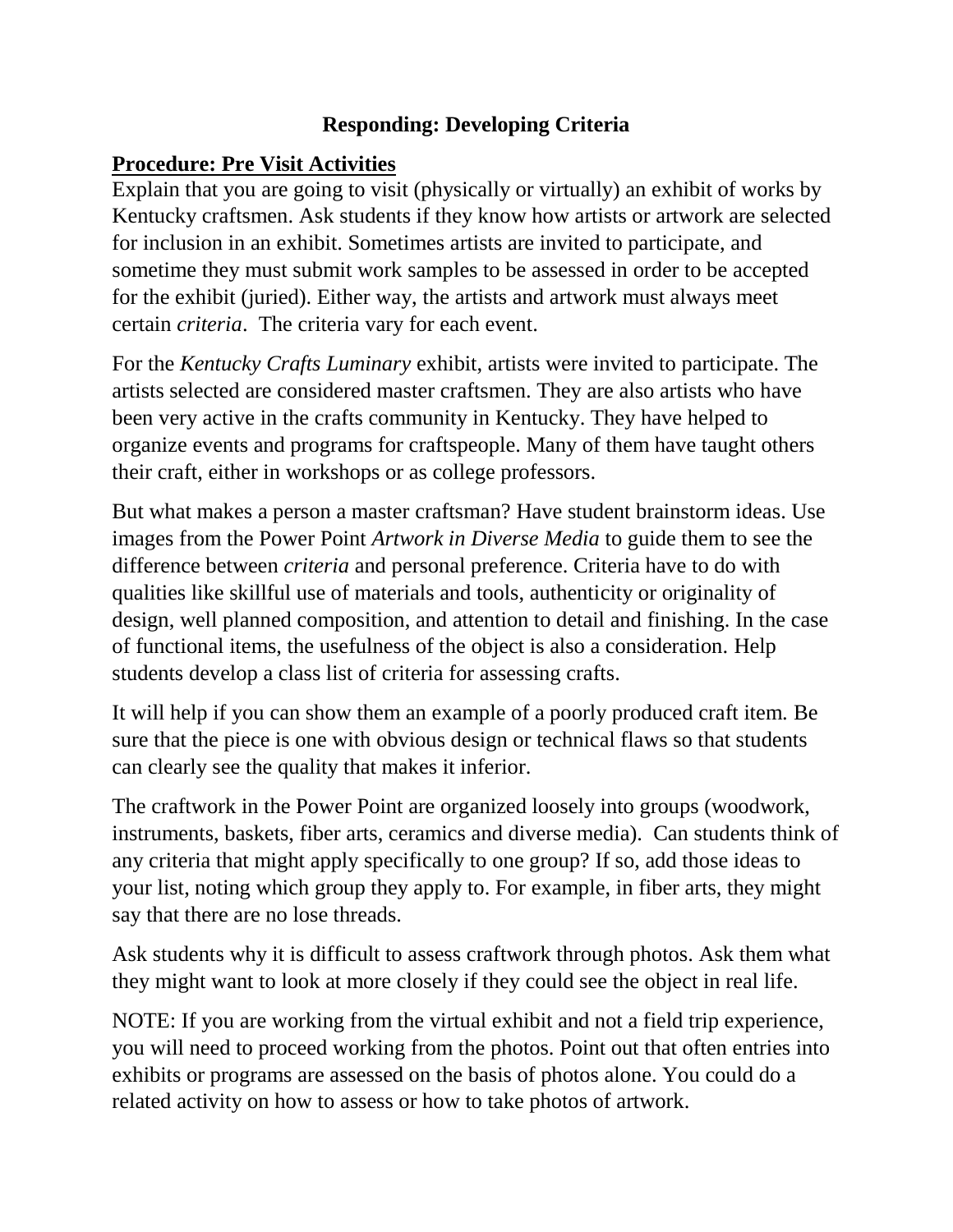# Responding: Developing Criteria

## **<u>Procedure: Pre Visit Activities</u>**

Explain that you are going to visit (physically or virtually) an exhibit of works by Kentucky craftsmen. Ask students if they know how artists or artwork are selected for inclusion in an exhibit. Sometimes artists are invited to participate, and sometime they must submit work samples to be assessed in order to be accepted for the exhibit (juried). Either way, the artists and artwork must always meet certain *criteria*. The criteria vary for each event.

For the *Kentucky Crafts Luminary* exhibit, artists were invited to participate. The artists selected are considered master craftsmen. They are also artists who have been very active in the crafts community in Kentucky. They have helped to organize events and programs for craftspeople. Many of them have taught others their craft, either in workshops or as college professors.

But what makes a person a master craftsman? Have student brainstorm ideas. Use images from the Power Point *Artwork in Diverse Media* to guide them to see the difference between *criteria* and personal preference. Criteria have to do with qualities like skillful use of materials and tools, authenticity or originality of design, well planned composition, and attention to detail and finishing. In the case of functional items, the usefulness of the object is also a consideration. Help students develop a class list of criteria for assessing crafts.

It will help if you can show them an example of a poorly produced craft item. Be sure that the piece is one with obvious design or technical flaws so that students can clearly see the quality that makes it inferior.

The craftwork in the Power Point are organized loosely into groups (woodwork, instruments, baskets, fiber arts, ceramics and diverse media). Can students think of any criteria that might apply specifically to one group? If so, add those ideas to your list, noting which group they apply to. For example, in fiber arts, they might say that there are no lose threads.

Ask students why it is difficult to assess craftwork through photos. Ask them what they might want to look at more closely if they could see the object in real life.

NOTE: If you are working from the virtual exhibit and not a field trip experience, you will need to proceed working from the photos. Point out that often entries into exhibits or programs are assessed on the basis of photos alone. You could do a related activity on how to assess or how to take photos of artwork.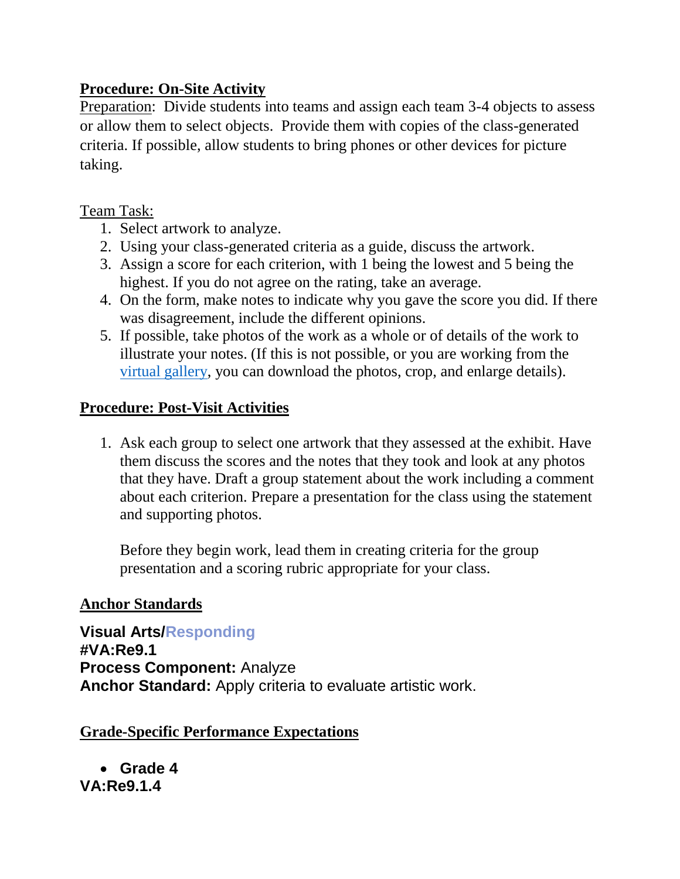## Procedure: On-Site Activity

Preparation: Divide students into teams and assign each team 3-4 objects to assess or allow them to select objects. Provide them with copies of the class-generated criteria. If possible, allow students to bring phones or other devices for picture taking.

Team Task:

1. Select artwork to analyze.
2. Using your class-generated criteria as a guide, discuss the artwork.
3. Assign a score for each criterion, with 1 being the lowest and 5 being the highest. If you do not agree on the rating, take an average.
4. On the form, make notes to indicate why you gave the score you did. If there was disagreement, include the different opinions.
5. If possible, take photos of the work as a whole or of details of the work to illustrate your notes. (If this is not possible, or you are working from the virtual gallery, you can download the photos, crop, and enlarge details).

## Procedure: Post-Visit Activities

1. Ask each group to select one artwork that they assessed at the exhibit. Have them discuss the scores and the notes that they took and look at any photos that they have. Draft a group statement about the work including a comment about each criterion. Prepare a presentation for the class using the statement and supporting photos.

   Before they begin work, lead them in creating criteria for the group presentation and a scoring rubric appropriate for your class.

## Anchor Standards

**Visual Arts/Responding**
**#VA:Re9.1**
**Process Component:** Analyze
**Anchor Standard:** Apply criteria to evaluate artistic work.

## Grade-Specific Performance Expectations

- **Grade 4**

**VA:Re9.1.4**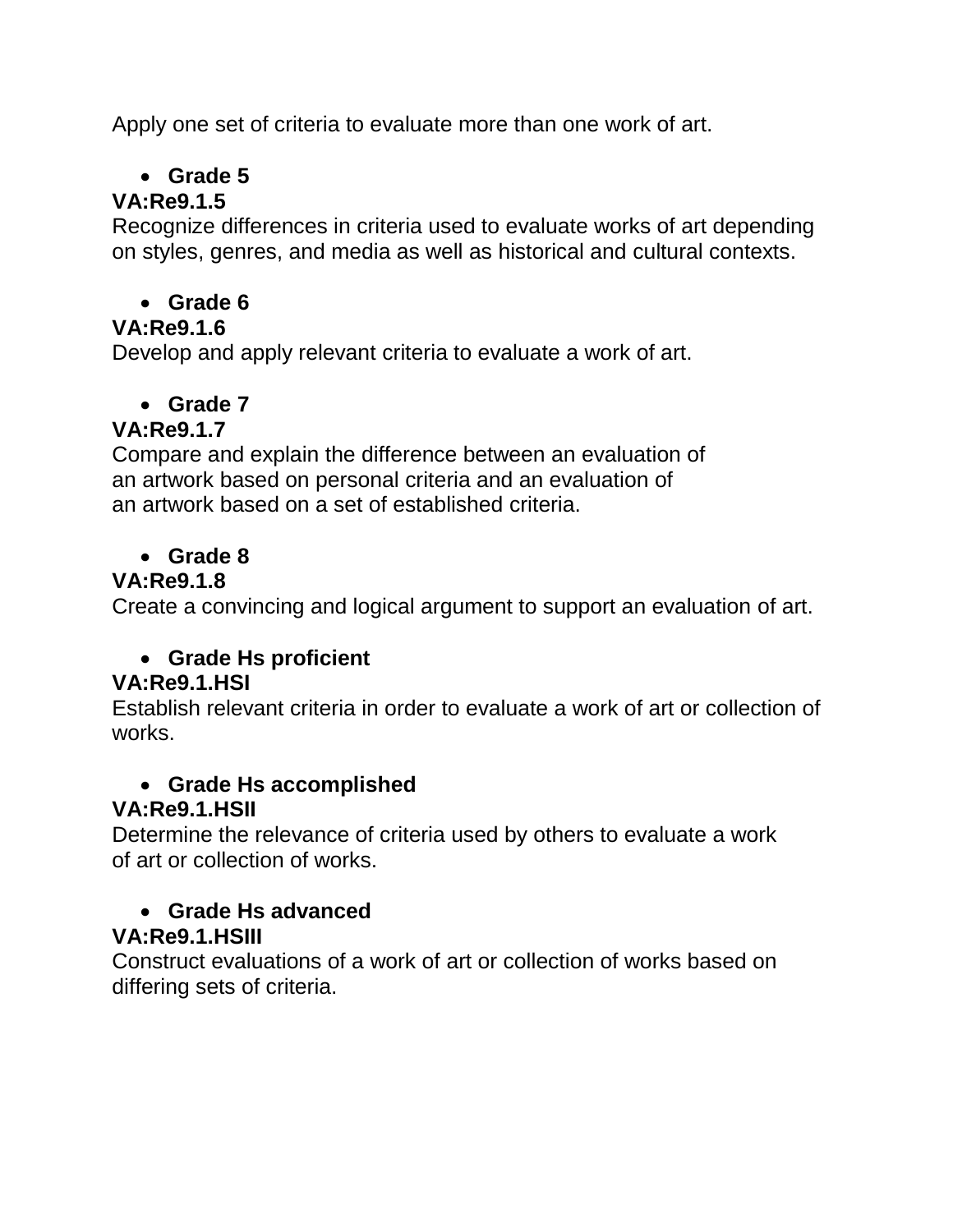Apply one set of criteria to evaluate more than one work of art.

- **Grade 5**

**VA:Re9.1.5**
Recognize differences in criteria used to evaluate works of art depending on styles, genres, and media as well as historical and cultural contexts.

- **Grade 6**

**VA:Re9.1.6**
Develop and apply relevant criteria to evaluate a work of art.

- **Grade 7**

**VA:Re9.1.7**
Compare and explain the difference between an evaluation of an artwork based on personal criteria and an evaluation of an artwork based on a set of established criteria.

- **Grade 8**

**VA:Re9.1.8**
Create a convincing and logical argument to support an evaluation of art.

- **Grade Hs proficient**

**VA:Re9.1.HSI**
Establish relevant criteria in order to evaluate a work of art or collection of works.

- **Grade Hs accomplished**

**VA:Re9.1.HSII**
Determine the relevance of criteria used by others to evaluate a work of art or collection of works.

- **Grade Hs advanced**

**VA:Re9.1.HSIII**
Construct evaluations of a work of art or collection of works based on differing sets of criteria.